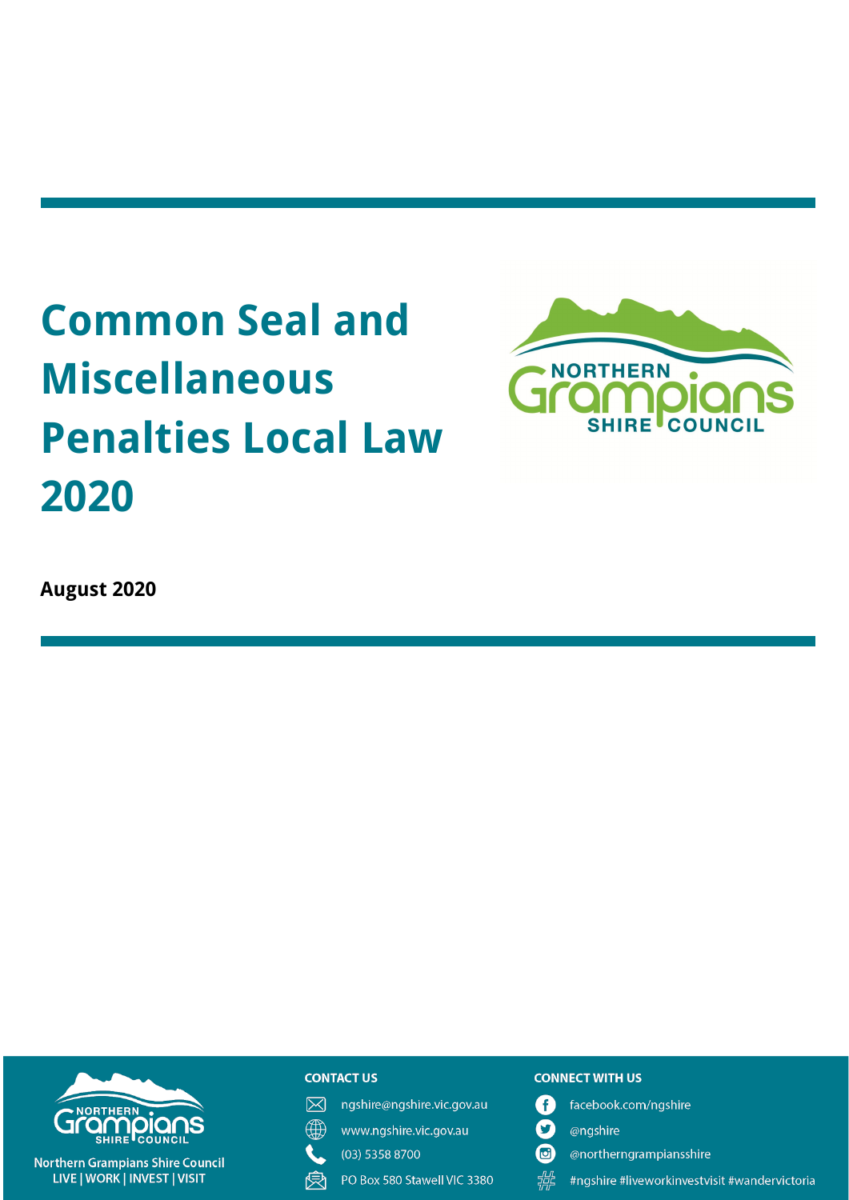# Common Seal and Miscellaneous Penalties Local Law 2020

**August 2020**

Northern Grampians Shire Council
LIVE | WORK | INVEST | VISIT

**CONTACT US**

ngshire@ngshire.vic.gov.au

www.ngshire.vic.gov.au

(03) 5358 8700

PO Box 580 Stawell VIC 3380

**CONNECT WITH US**

facebook.com/ngshire

@ngshire

@northerngrampiansshire

#ngshire #liveworkinvestvisit #wandervictoria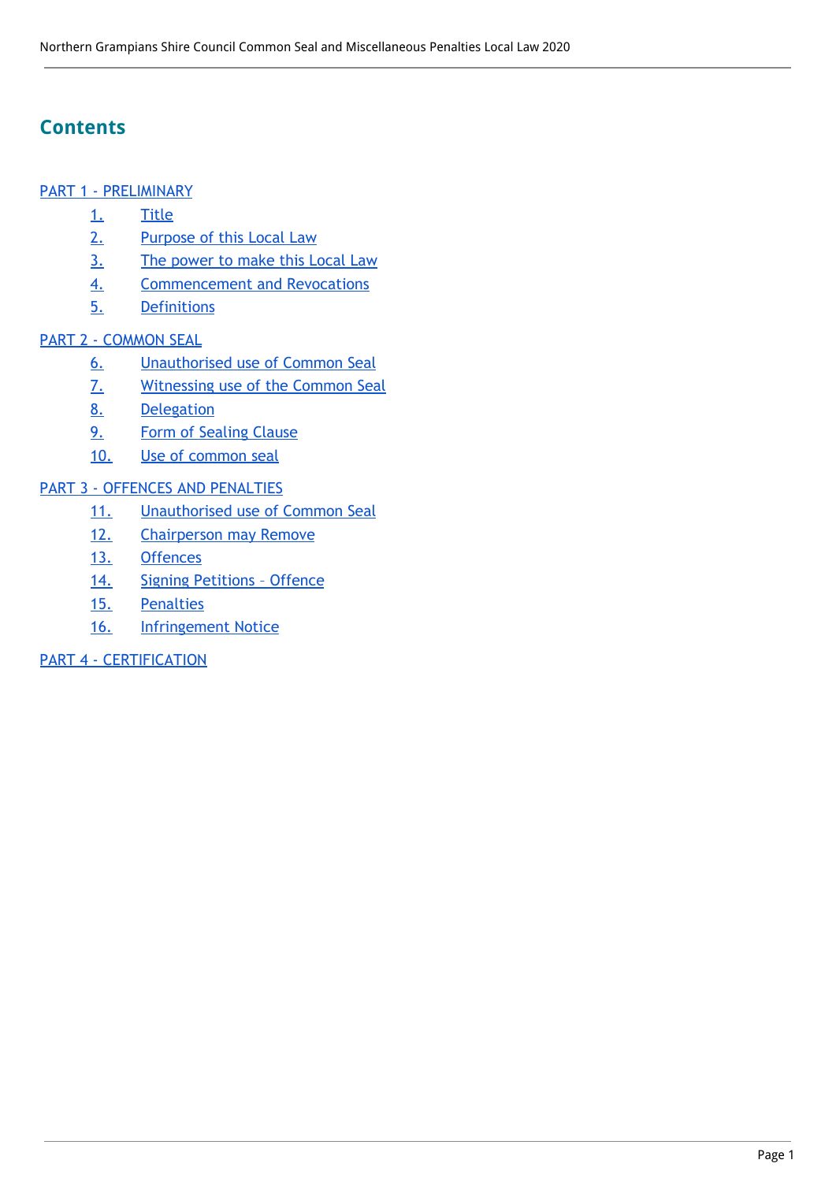# Contents

PART 1 - PRELIMINARY

- 1. Title
- 2. Purpose of this Local Law
- 3. The power to make this Local Law
- 4. Commencement and Revocations
- 5. Definitions

PART 2 - COMMON SEAL

- 6. Unauthorised use of Common Seal
- 7. Witnessing use of the Common Seal
- 8. Delegation
- 9. Form of Sealing Clause
- 10. Use of common seal

PART 3 - OFFENCES AND PENALTIES

- 11. Unauthorised use of Common Seal
- 12. Chairperson may Remove
- 13. Offences
- 14. Signing Petitions – Offence
- 15. Penalties
- 16. Infringement Notice

PART 4 - CERTIFICATION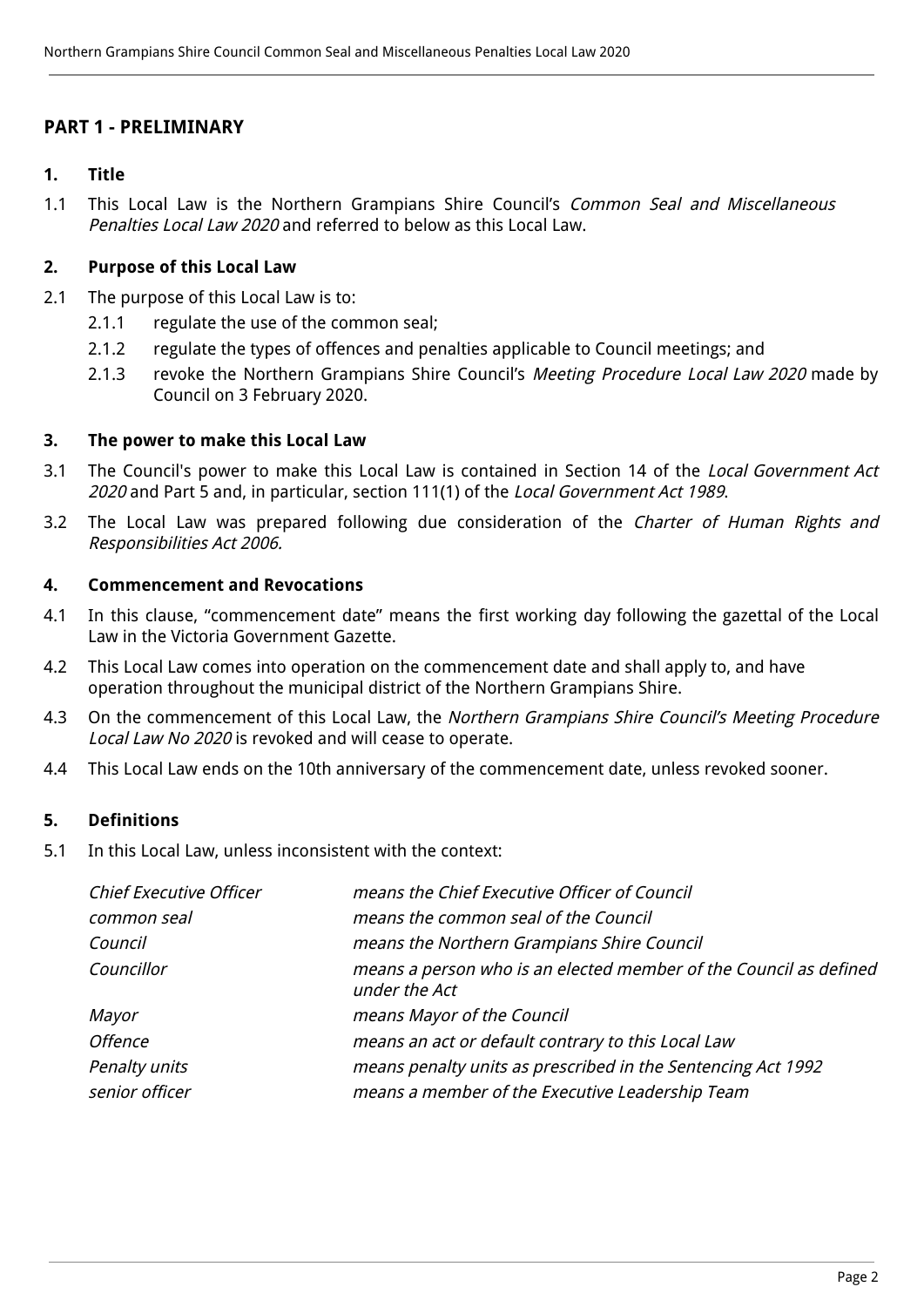## PART 1 - PRELIMINARY

### 1. Title

1.1 This Local Law is the Northern Grampians Shire Council's *Common Seal and Miscellaneous Penalties Local Law 2020* and referred to below as this Local Law.

### 2. Purpose of this Local Law

2.1 The purpose of this Local Law is to:

- 2.1.1 regulate the use of the common seal;
- 2.1.2 regulate the types of offences and penalties applicable to Council meetings; and
- 2.1.3 revoke the Northern Grampians Shire Council's *Meeting Procedure Local Law 2020* made by Council on 3 February 2020.

### 3. The power to make this Local Law

3.1 The Council's power to make this Local Law is contained in Section 14 of the *Local Government Act 2020* and Part 5 and, in particular, section 111(1) of the *Local Government Act 1989*.

3.2 The Local Law was prepared following due consideration of the *Charter of Human Rights and Responsibilities Act 2006.*

### 4. Commencement and Revocations

4.1 In this clause, "commencement date" means the first working day following the gazettal of the Local Law in the Victoria Government Gazette.

4.2 This Local Law comes into operation on the commencement date and shall apply to, and have operation throughout the municipal district of the Northern Grampians Shire.

4.3 On the commencement of this Local Law, the *Northern Grampians Shire Council's Meeting Procedure Local Law No 2020* is revoked and will cease to operate.

4.4 This Local Law ends on the 10th anniversary of the commencement date, unless revoked sooner.

### 5. Definitions

5.1 In this Local Law, unless inconsistent with the context:

| | |
|---|---|
| *Chief Executive Officer* | *means the Chief Executive Officer of Council* |
| *common seal* | *means the common seal of the Council* |
| *Council* | *means the Northern Grampians Shire Council* |
| *Councillor* | *means a person who is an elected member of the Council as defined under the Act* |
| *Mayor* | *means Mayor of the Council* |
| *Offence* | *means an act or default contrary to this Local Law* |
| *Penalty units* | *means penalty units as prescribed in the Sentencing Act 1992* |
| *senior officer* | *means a member of the Executive Leadership Team* |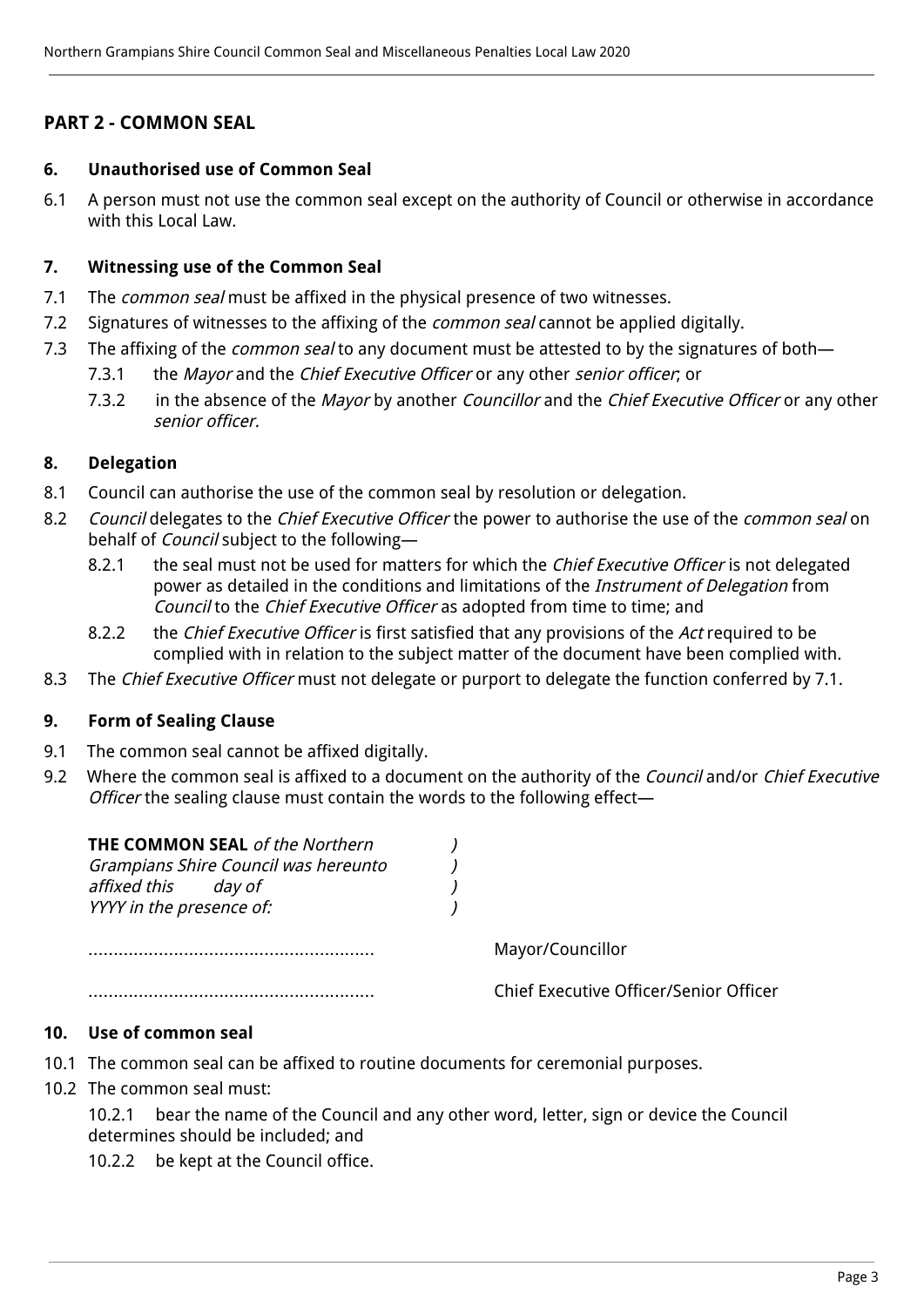## PART 2 - COMMON SEAL

### 6. Unauthorised use of Common Seal

6.1 A person must not use the common seal except on the authority of Council or otherwise in accordance with this Local Law.

### 7. Witnessing use of the Common Seal

7.1 The *common seal* must be affixed in the physical presence of two witnesses.

7.2 Signatures of witnesses to the affixing of the *common seal* cannot be applied digitally.

7.3 The affixing of the *common seal* to any document must be attested to by the signatures of both—

7.3.1 the *Mayor* and the *Chief Executive Officer* or any other *senior officer*; or

7.3.2 in the absence of the *Mayor* by another *Councillor* and the *Chief Executive Officer* or any other *senior officer.*

### 8. Delegation

8.1 Council can authorise the use of the common seal by resolution or delegation.

8.2 *Council* delegates to the *Chief Executive Officer* the power to authorise the use of the *common seal* on behalf of *Council* subject to the following—

8.2.1 the seal must not be used for matters for which the *Chief Executive Officer* is not delegated power as detailed in the conditions and limitations of the *Instrument of Delegation* from *Council* to the *Chief Executive Officer* as adopted from time to time; and

8.2.2 the *Chief Executive Officer* is first satisfied that any provisions of the *Act* required to be complied with in relation to the subject matter of the document have been complied with.

8.3 The *Chief Executive Officer* must not delegate or purport to delegate the function conferred by 7.1.

### 9. Form of Sealing Clause

9.1 The common seal cannot be affixed digitally.

9.2 Where the common seal is affixed to a document on the authority of the *Council* and/or *Chief Executive Officer* the sealing clause must contain the words to the following effect—

**THE COMMON SEAL** *of the Northern* )
*Grampians Shire Council was hereunto* )
*affixed this day of* )
*YYYY in the presence of:* )

......................................................... Mayor/Councillor

......................................................... Chief Executive Officer/Senior Officer

### 10. Use of common seal

10.1 The common seal can be affixed to routine documents for ceremonial purposes.

10.2 The common seal must:

10.2.1 bear the name of the Council and any other word, letter, sign or device the Council determines should be included; and

10.2.2 be kept at the Council office.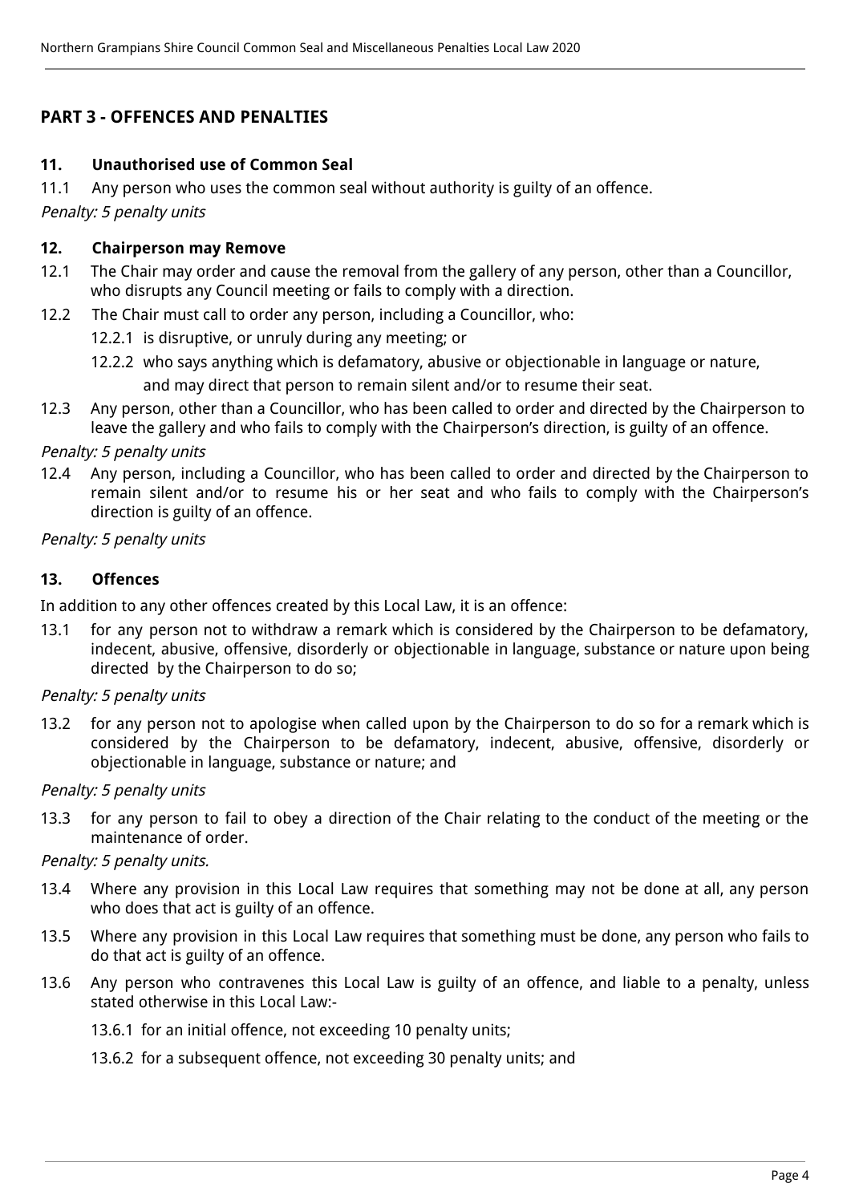## PART 3 - OFFENCES AND PENALTIES

### 11. Unauthorised use of Common Seal

11.1 Any person who uses the common seal without authority is guilty of an offence.

*Penalty: 5 penalty units*

### 12. Chairperson may Remove

12.1 The Chair may order and cause the removal from the gallery of any person, other than a Councillor, who disrupts any Council meeting or fails to comply with a direction.

12.2 The Chair must call to order any person, including a Councillor, who:

12.2.1 is disruptive, or unruly during any meeting; or

12.2.2 who says anything which is defamatory, abusive or objectionable in language or nature,

and may direct that person to remain silent and/or to resume their seat.

12.3 Any person, other than a Councillor, who has been called to order and directed by the Chairperson to leave the gallery and who fails to comply with the Chairperson's direction, is guilty of an offence.

*Penalty: 5 penalty units*

12.4 Any person, including a Councillor, who has been called to order and directed by the Chairperson to remain silent and/or to resume his or her seat and who fails to comply with the Chairperson's direction is guilty of an offence.

*Penalty: 5 penalty units*

### 13. Offences

In addition to any other offences created by this Local Law, it is an offence:

13.1 for any person not to withdraw a remark which is considered by the Chairperson to be defamatory, indecent, abusive, offensive, disorderly or objectionable in language, substance or nature upon being directed by the Chairperson to do so;

*Penalty: 5 penalty units*

13.2 for any person not to apologise when called upon by the Chairperson to do so for a remark which is considered by the Chairperson to be defamatory, indecent, abusive, offensive, disorderly or objectionable in language, substance or nature; and

*Penalty: 5 penalty units*

13.3 for any person to fail to obey a direction of the Chair relating to the conduct of the meeting or the maintenance of order.

*Penalty: 5 penalty units.*

13.4 Where any provision in this Local Law requires that something may not be done at all, any person who does that act is guilty of an offence.

13.5 Where any provision in this Local Law requires that something must be done, any person who fails to do that act is guilty of an offence.

13.6 Any person who contravenes this Local Law is guilty of an offence, and liable to a penalty, unless stated otherwise in this Local Law:-

13.6.1 for an initial offence, not exceeding 10 penalty units;

13.6.2 for a subsequent offence, not exceeding 30 penalty units; and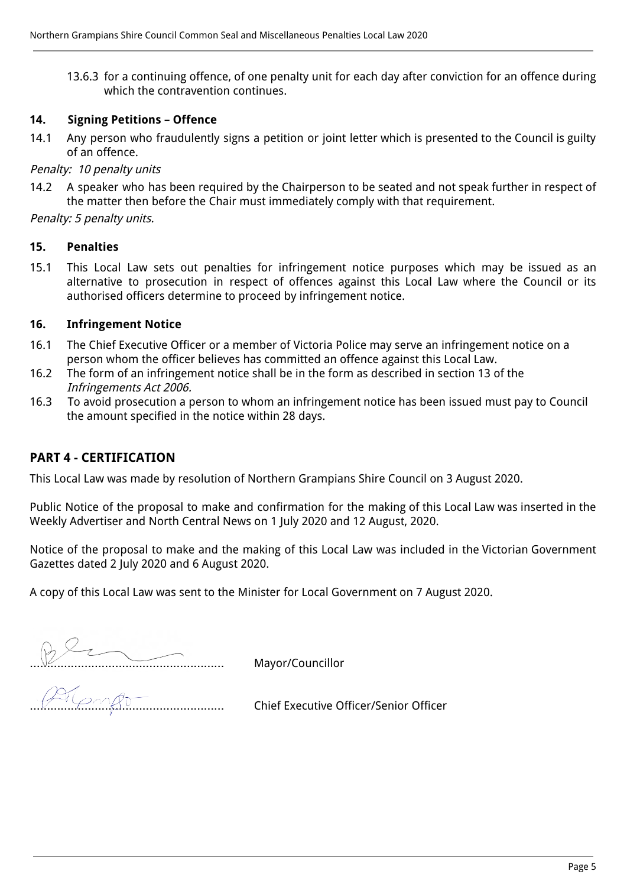13.6.3 for a continuing offence, of one penalty unit for each day after conviction for an offence during which the contravention continues.

### 14. Signing Petitions – Offence

14.1 Any person who fraudulently signs a petition or joint letter which is presented to the Council is guilty of an offence.

*Penalty: 10 penalty units*

14.2 A speaker who has been required by the Chairperson to be seated and not speak further in respect of the matter then before the Chair must immediately comply with that requirement.

*Penalty: 5 penalty units.*

### 15. Penalties

15.1 This Local Law sets out penalties for infringement notice purposes which may be issued as an alternative to prosecution in respect of offences against this Local Law where the Council or its authorised officers determine to proceed by infringement notice.

### 16. Infringement Notice

16.1 The Chief Executive Officer or a member of Victoria Police may serve an infringement notice on a person whom the officer believes has committed an offence against this Local Law.

16.2 The form of an infringement notice shall be in the form as described in section 13 of the *Infringements Act 2006.*

16.3 To avoid prosecution a person to whom an infringement notice has been issued must pay to Council the amount specified in the notice within 28 days.

## PART 4 - CERTIFICATION

This Local Law was made by resolution of Northern Grampians Shire Council on 3 August 2020.

Public Notice of the proposal to make and confirmation for the making of this Local Law was inserted in the Weekly Advertiser and North Central News on 1 July 2020 and 12 August, 2020.

Notice of the proposal to make and the making of this Local Law was included in the Victorian Government Gazettes dated 2 July 2020 and 6 August 2020.

A copy of this Local Law was sent to the Minister for Local Government on 7 August 2020.

........................................................ Mayor/Councillor

........................................................ Chief Executive Officer/Senior Officer